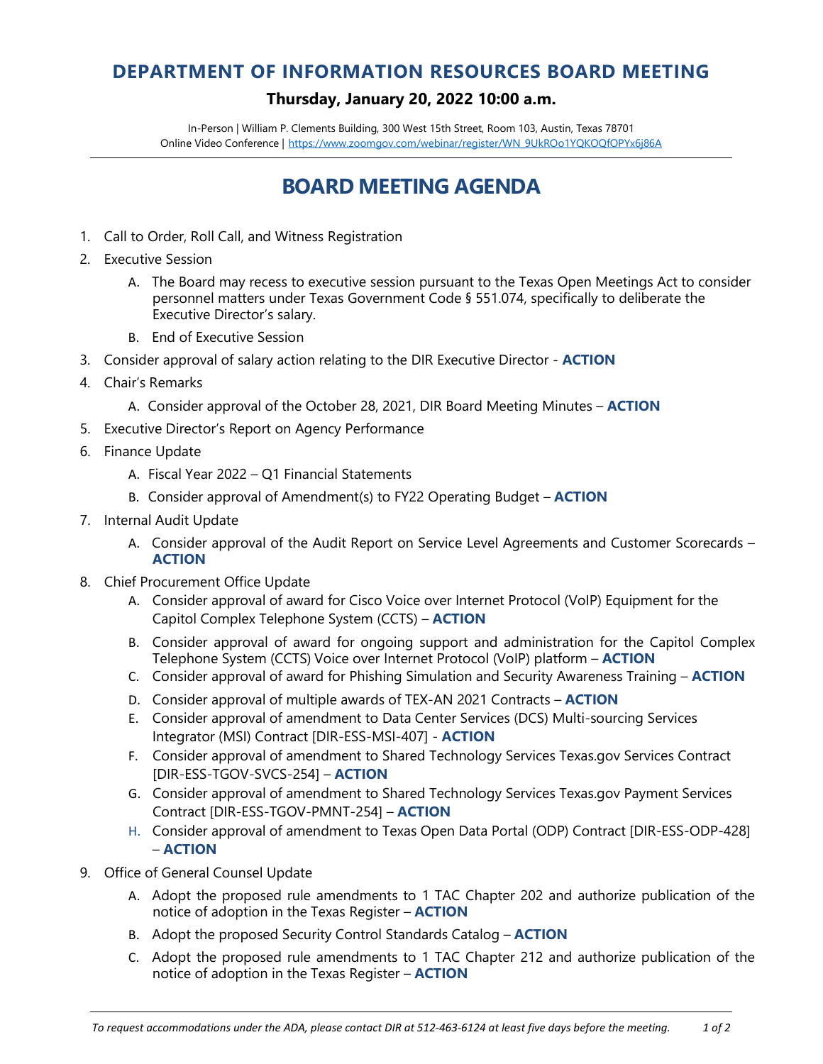# DEPARTMENT OF INFORMATION RESOURCES BOARD MEETING

### Thursday, January 20, 2022 10:00 a.m.

In-Person | William P. Clements Building, 300 West 15th Street, Room 103, Austin, Texas 78701
Online Video Conference | https://www.zoomgov.com/webinar/register/WN_9UkROo1YQKOQfOPYx6j86A

## BOARD MEETING AGENDA

1. Call to Order, Roll Call, and Witness Registration
2. Executive Session
   - A. The Board may recess to executive session pursuant to the Texas Open Meetings Act to consider personnel matters under Texas Government Code § 551.074, specifically to deliberate the Executive Director's salary.
   - B. End of Executive Session
3. Consider approval of salary action relating to the DIR Executive Director - **ACTION**
4. Chair's Remarks
   - A. Consider approval of the October 28, 2021, DIR Board Meeting Minutes – **ACTION**
5. Executive Director's Report on Agency Performance
6. Finance Update
   - A. Fiscal Year 2022 – Q1 Financial Statements
   - B. Consider approval of Amendment(s) to FY22 Operating Budget – **ACTION**
7. Internal Audit Update
   - A. Consider approval of the Audit Report on Service Level Agreements and Customer Scorecards – **ACTION**
8. Chief Procurement Office Update
   - A. Consider approval of award for Cisco Voice over Internet Protocol (VoIP) Equipment for the Capitol Complex Telephone System (CCTS) – **ACTION**
   - B. Consider approval of award for ongoing support and administration for the Capitol Complex Telephone System (CCTS) Voice over Internet Protocol (VoIP) platform – **ACTION**
   - C. Consider approval of award for Phishing Simulation and Security Awareness Training – **ACTION**
   - D. Consider approval of multiple awards of TEX-AN 2021 Contracts – **ACTION**
   - E. Consider approval of amendment to Data Center Services (DCS) Multi-sourcing Services Integrator (MSI) Contract [DIR-ESS-MSI-407] - **ACTION**
   - F. Consider approval of amendment to Shared Technology Services Texas.gov Services Contract [DIR-ESS-TGOV-SVCS-254] – **ACTION**
   - G. Consider approval of amendment to Shared Technology Services Texas.gov Payment Services Contract [DIR-ESS-TGOV-PMNT-254] – **ACTION**
   - H. Consider approval of amendment to Texas Open Data Portal (ODP) Contract [DIR-ESS-ODP-428] – **ACTION**
9. Office of General Counsel Update
   - A. Adopt the proposed rule amendments to 1 TAC Chapter 202 and authorize publication of the notice of adoption in the Texas Register – **ACTION**
   - B. Adopt the proposed Security Control Standards Catalog – **ACTION**
   - C. Adopt the proposed rule amendments to 1 TAC Chapter 212 and authorize publication of the notice of adoption in the Texas Register – **ACTION**

*To request accommodations under the ADA, please contact DIR at 512-463-6124 at least five days before the meeting.*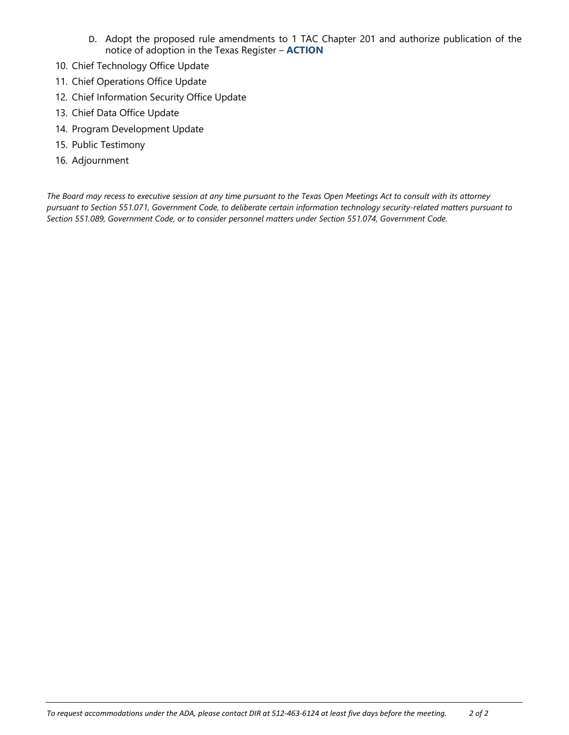D. Adopt the proposed rule amendments to 1 TAC Chapter 201 and authorize publication of the notice of adoption in the Texas Register – **ACTION**

10. Chief Technology Office Update
11. Chief Operations Office Update
12. Chief Information Security Office Update
13. Chief Data Office Update
14. Program Development Update
15. Public Testimony
16. Adjournment

*The Board may recess to executive session at any time pursuant to the Texas Open Meetings Act to consult with its attorney pursuant to Section 551.071, Government Code, to deliberate certain information technology security-related matters pursuant to Section 551.089, Government Code, or to consider personnel matters under Section 551.074, Government Code.*

*To request accommodations under the ADA, please contact DIR at 512-463-6124 at least five days before the meeting.*